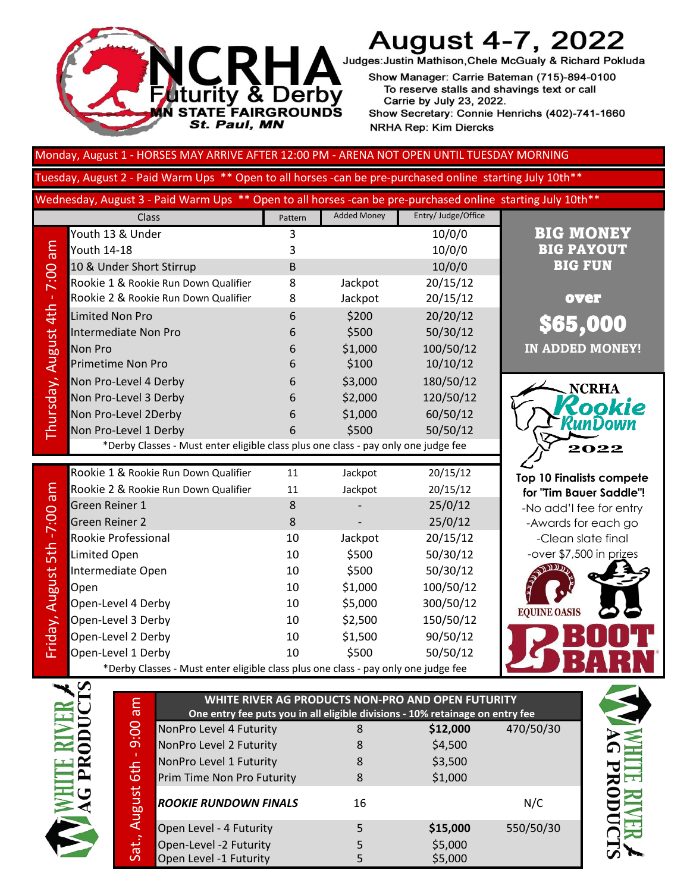# NCRHA Futurity & Derby

**MN STATE FAIRGROUNDS**
**St. Paul, MN**

# August 4-7, 2022

Judges: Justin Mathison, Chele McGualy & Richard Pokluda

Show Manager: Carrie Bateman (715)-894-0100
To reserve stalls and shavings text or call Carrie by July 23, 2022.
Show Secretary: Connie Henrichs (402)-741-1660
NRHA Rep: Kim Diercks

Monday, August 1 - HORSES MAY ARRIVE AFTER 12:00 PM - ARENA NOT OPEN UNTIL TUESDAY MORNING

Tuesday, August 2 - Paid Warm Ups ** Open to all horses -can be pre-purchased online starting July 10th**

Wednesday, August 3 - Paid Warm Ups ** Open to all horses -can be pre-purchased online starting July 10th**

| Day | Class | Pattern | Added Money | Entry/ Judge/Office |
|---|---|---|---|---|
| Thursday, August 4th - 7:00 am | Youth 13 & Under | 3 | | 10/0/0 |
| | Youth 14-18 | 3 | | 10/0/0 |
| | 10 & Under Short Stirrup | B | | 10/0/0 |
| | Rookie 1 & Rookie Run Down Qualifier | 8 | Jackpot | 20/15/12 |
| | Rookie 2 & Rookie Run Down Qualifier | 8 | Jackpot | 20/15/12 |
| | Limited Non Pro | 6 | $200 | 20/20/12 |
| | Intermediate Non Pro | 6 | $500 | 50/30/12 |
| | Non Pro | 6 | $1,000 | 100/50/12 |
| | Primetime Non Pro | 6 | $100 | 10/10/12 |
| | Non Pro-Level 4 Derby | 6 | $3,000 | 180/50/12 |
| | Non Pro-Level 3 Derby | 6 | $2,000 | 120/50/12 |
| | Non Pro-Level 2Derby | 6 | $1,000 | 60/50/12 |
| | Non Pro-Level 1 Derby | 6 | $500 | 50/50/12 |
| | *Derby Classes - Must enter eligible class plus one class - pay only one judge fee | | | |
| Friday, August 5th -7:00 am | Rookie 1 & Rookie Run Down Qualifier | 11 | Jackpot | 20/15/12 |
| | Rookie 2 & Rookie Run Down Qualifier | 11 | Jackpot | 20/15/12 |
| | Green Reiner 1 | 8 | - | 25/0/12 |
| | Green Reiner 2 | 8 | - | 25/0/12 |
| | Rookie Professional | 10 | Jackpot | 20/15/12 |
| | Limited Open | 10 | $500 | 50/30/12 |
| | Intermediate Open | 10 | $500 | 50/30/12 |
| | Open | 10 | $1,000 | 100/50/12 |
| | Open-Level 4 Derby | 10 | $5,000 | 300/50/12 |
| | Open-Level 3 Derby | 10 | $2,500 | 150/50/12 |
| | Open-Level 2 Derby | 10 | $1,500 | 90/50/12 |
| | Open-Level 1 Derby | 10 | $500 | 50/50/12 |
| | *Derby Classes - Must enter eligible class plus one class - pay only one judge fee | | | |

**BIG MONEY**
**BIG PAYOUT**
**BIG FUN**

**over**
**$65,000**
**IN ADDED MONEY!**

**NCRHA Rookie RunDown 2022**

**Top 10 Finalists compete for "Tim Bauer Saddle"!**
- No add'l fee for entry
- Awards for each go
- Clean slate final
- over $7,500 in prizes

EQUINE OASIS

BOOT BARN

## WHITE RIVER AG PRODUCTS NON-PRO AND OPEN FUTURITY

One entry fee puts you in all eligible divisions - 10% retainage on entry fee

| Day | Class | Pattern | Added Money | Entry/ Judge/Office |
|---|---|---|---|---|
| Sat., August 6th - 9:00 am | NonPro Level 4 Futurity | 8 | **$12,000** | 470/50/30 |
| | NonPro Level 2 Futurity | 8 | $4,500 | |
| | NonPro Level 1 Futurity | 8 | $3,500 | |
| | Prim Time Non Pro Futurity | 8 | $1,000 | |
| | ***ROOKIE RUNDOWN FINALS*** | 16 | | N/C |
| | Open Level - 4 Futurity | 5 | **$15,000** | 550/50/30 |
| | Open-Level -2 Futurity | 5 | $5,000 | |
| | Open Level -1 Futurity | 5 | $5,000 | |

WHITE RIVER AG PRODUCTS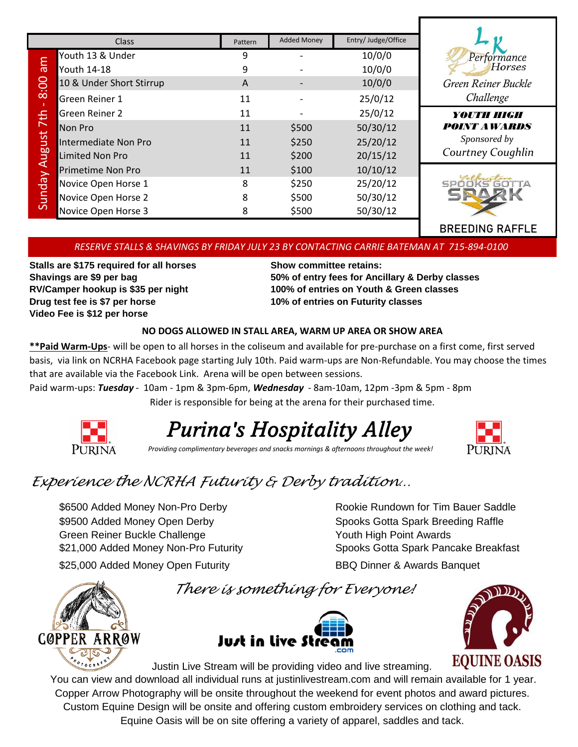| | Class | Pattern | Added Money | Entry/ Judge/Office |
|---|---|---|---|---|
| Sunday August 7th - 8:00 am | Youth 13 & Under | 9 | - | 10/0/0 |
| | Youth 14-18 | 9 | - | 10/0/0 |
| | 10 & Under Short Stirrup | A | - | 10/0/0 |
| | Green Reiner 1 | 11 | - | 25/0/12 |
| | Green Reiner 2 | 11 | - | 25/0/12 |
| | Non Pro | 11 | $500 | 50/30/12 |
| | Intermediate Non Pro | 11 | $250 | 25/20/12 |
| | Limited Non Pro | 11 | $200 | 20/15/12 |
| | Primetime Non Pro | 11 | $100 | 10/10/12 |
| | Novice Open Horse 1 | 8 | $250 | 25/20/12 |
| | Novice Open Horse 2 | 8 | $500 | 50/30/12 |
| | Novice Open Horse 3 | 8 | $500 | 50/30/12 |

LK Performance Horses

Green Reiner Buckle Challenge

**YOUTH HIGH POINT AWARDS**

Sponsored by Courtney Coughlin

Spooks Gotta Spark

BREEDING RAFFLE

*RESERVE STALLS & SHAVINGS BY FRIDAY JULY 23 BY CONTACTING CARRIE BATEMAN AT 715-894-0100*

**Stalls are $175 required for all horses**
**Shavings are $9 per bag**
**RV/Camper hookup is $35 per night**
**Drug test fee is $7 per horse**
**Video Fee is $12 per horse**

**Show committee retains:**
**50% of entry fees for Ancillary & Derby classes**
**100% of entries on Youth & Green classes**
**10% of entries on Futurity classes**

**NO DOGS ALLOWED IN STALL AREA, WARM UP AREA OR SHOW AREA**

**\*\*Paid Warm-Ups**- will be open to all horses in the coliseum and available for pre-purchase on a first come, first served basis, via link on NCRHA Facebook page starting July 10th. Paid warm-ups are Non-Refundable. You may choose the times that are available via the Facebook Link. Arena will be open between sessions.

Paid warm-ups: ***Tuesday*** - 10am - 1pm & 3pm-6pm, ***Wednesday*** - 8am-10am, 12pm -3pm & 5pm - 8pm

Rider is responsible for being at the arena for their purchased time.

# *Purina's Hospitality Alley*

*Providing complimentary beverages and snacks mornings & afternoons throughout the week!*

## *Experience the NCRHA Futurity & Derby tradition...*

- $6500 Added Money Non-Pro Derby
- $9500 Added Money Open Derby
- Green Reiner Buckle Challenge
- $21,000 Added Money Non-Pro Futurity
- $25,000 Added Money Open Futurity
- Rookie Rundown for Tim Bauer Saddle
- Spooks Gotta Spark Breeding Raffle
- Youth High Point Awards
- Spooks Gotta Spark Pancake Breakfast
- BBQ Dinner & Awards Banquet

*There is something for Everyone!*

Justin Live Stream will be providing video and live streaming.
You can view and download all individual runs at justinlivestream.com and will remain available for 1 year.
Copper Arrow Photography will be onsite throughout the weekend for event photos and award pictures.
Custom Equine Design will be onsite and offering custom embroidery services on clothing and tack.
Equine Oasis will be on site offering a variety of apparel, saddles and tack.